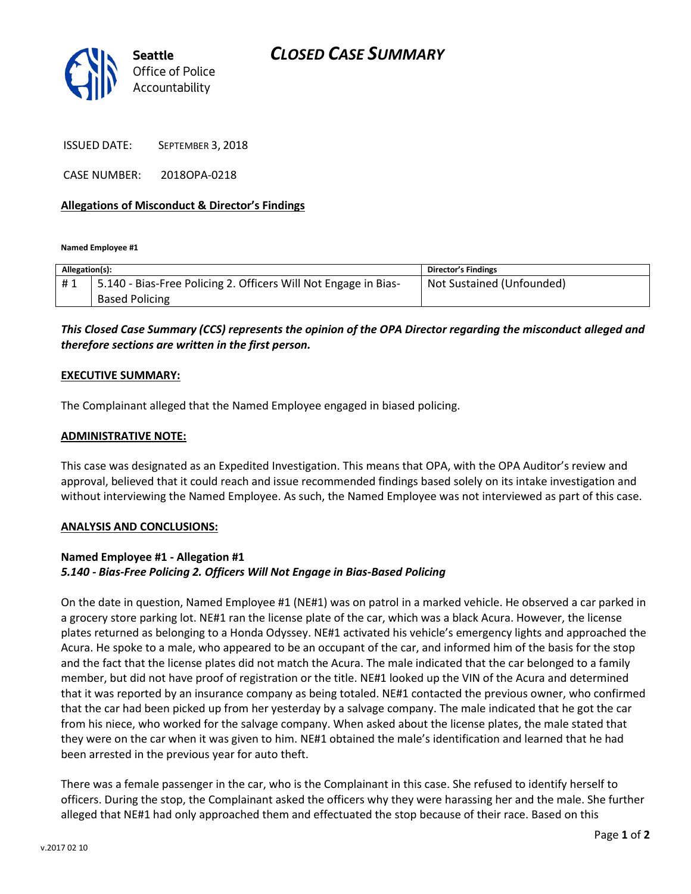**Seattle** Office of Police Accountability

# *CLOSED CASE SUMMARY*

ISSUED DATE: SEPTEMBER 3, 2018

CASE NUMBER: 2018OPA-0218

**Allegations of Misconduct & Director's Findings**

**Named Employee #1**

| Allegation(s): | | Director's Findings |
|---|---|---|
| # 1 | 5.140 - Bias-Free Policing 2. Officers Will Not Engage in Bias-Based Policing | Not Sustained (Unfounded) |

***This Closed Case Summary (CCS) represents the opinion of the OPA Director regarding the misconduct alleged and therefore sections are written in the first person.***

**EXECUTIVE SUMMARY:**

The Complainant alleged that the Named Employee engaged in biased policing.

**ADMINISTRATIVE NOTE:**

This case was designated as an Expedited Investigation. This means that OPA, with the OPA Auditor's review and approval, believed that it could reach and issue recommended findings based solely on its intake investigation and without interviewing the Named Employee. As such, the Named Employee was not interviewed as part of this case.

**ANALYSIS AND CONCLUSIONS:**

**Named Employee #1 - Allegation #1**
***5.140 - Bias-Free Policing 2. Officers Will Not Engage in Bias-Based Policing***

On the date in question, Named Employee #1 (NE#1) was on patrol in a marked vehicle. He observed a car parked in a grocery store parking lot. NE#1 ran the license plate of the car, which was a black Acura. However, the license plates returned as belonging to a Honda Odyssey. NE#1 activated his vehicle's emergency lights and approached the Acura. He spoke to a male, who appeared to be an occupant of the car, and informed him of the basis for the stop and the fact that the license plates did not match the Acura. The male indicated that the car belonged to a family member, but did not have proof of registration or the title. NE#1 looked up the VIN of the Acura and determined that it was reported by an insurance company as being totaled. NE#1 contacted the previous owner, who confirmed that the car had been picked up from her yesterday by a salvage company. The male indicated that he got the car from his niece, who worked for the salvage company. When asked about the license plates, the male stated that they were on the car when it was given to him. NE#1 obtained the male's identification and learned that he had been arrested in the previous year for auto theft.

There was a female passenger in the car, who is the Complainant in this case. She refused to identify herself to officers. During the stop, the Complainant asked the officers why they were harassing her and the male. She further alleged that NE#1 had only approached them and effectuated the stop because of their race. Based on this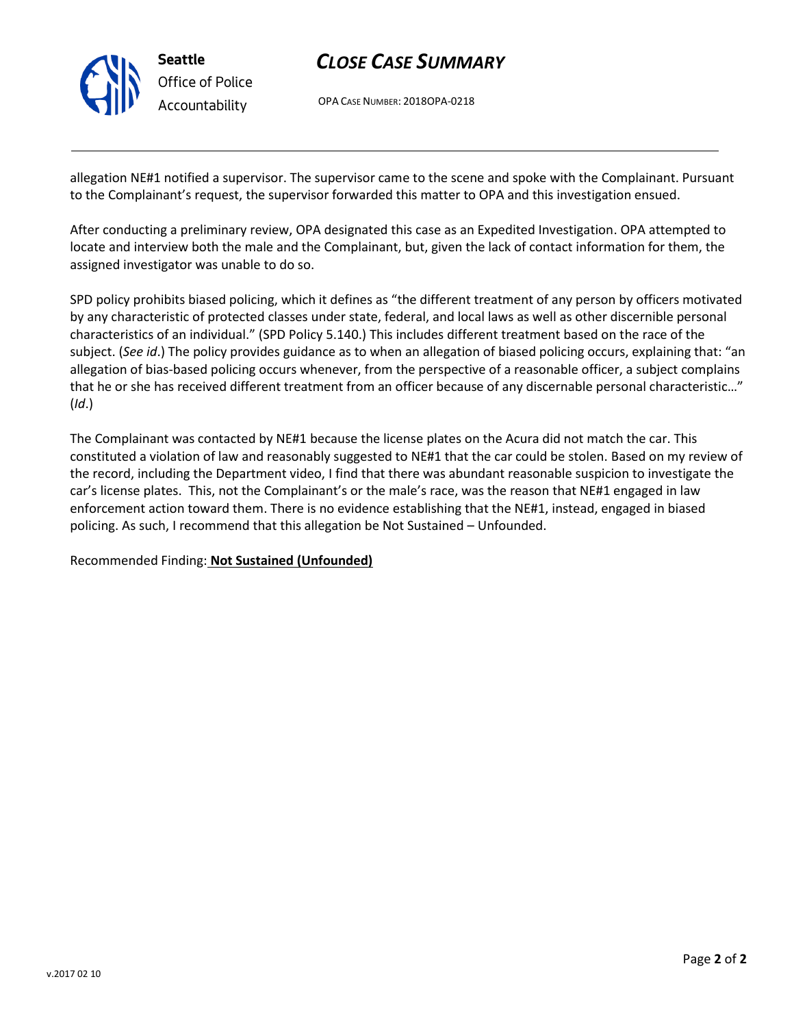allegation NE#1 notified a supervisor. The supervisor came to the scene and spoke with the Complainant. Pursuant to the Complainant's request, the supervisor forwarded this matter to OPA and this investigation ensued.

After conducting a preliminary review, OPA designated this case as an Expedited Investigation. OPA attempted to locate and interview both the male and the Complainant, but, given the lack of contact information for them, the assigned investigator was unable to do so.

SPD policy prohibits biased policing, which it defines as "the different treatment of any person by officers motivated by any characteristic of protected classes under state, federal, and local laws as well as other discernible personal characteristics of an individual." (SPD Policy 5.140.) This includes different treatment based on the race of the subject. (*See id*.) The policy provides guidance as to when an allegation of biased policing occurs, explaining that: "an allegation of bias-based policing occurs whenever, from the perspective of a reasonable officer, a subject complains that he or she has received different treatment from an officer because of any discernable personal characteristic…" (*Id*.)

The Complainant was contacted by NE#1 because the license plates on the Acura did not match the car. This constituted a violation of law and reasonably suggested to NE#1 that the car could be stolen. Based on my review of the record, including the Department video, I find that there was abundant reasonable suspicion to investigate the car's license plates. This, not the Complainant's or the male's race, was the reason that NE#1 engaged in law enforcement action toward them. There is no evidence establishing that the NE#1, instead, engaged in biased policing. As such, I recommend that this allegation be Not Sustained – Unfounded.

Recommended Finding: **Not Sustained (Unfounded)**